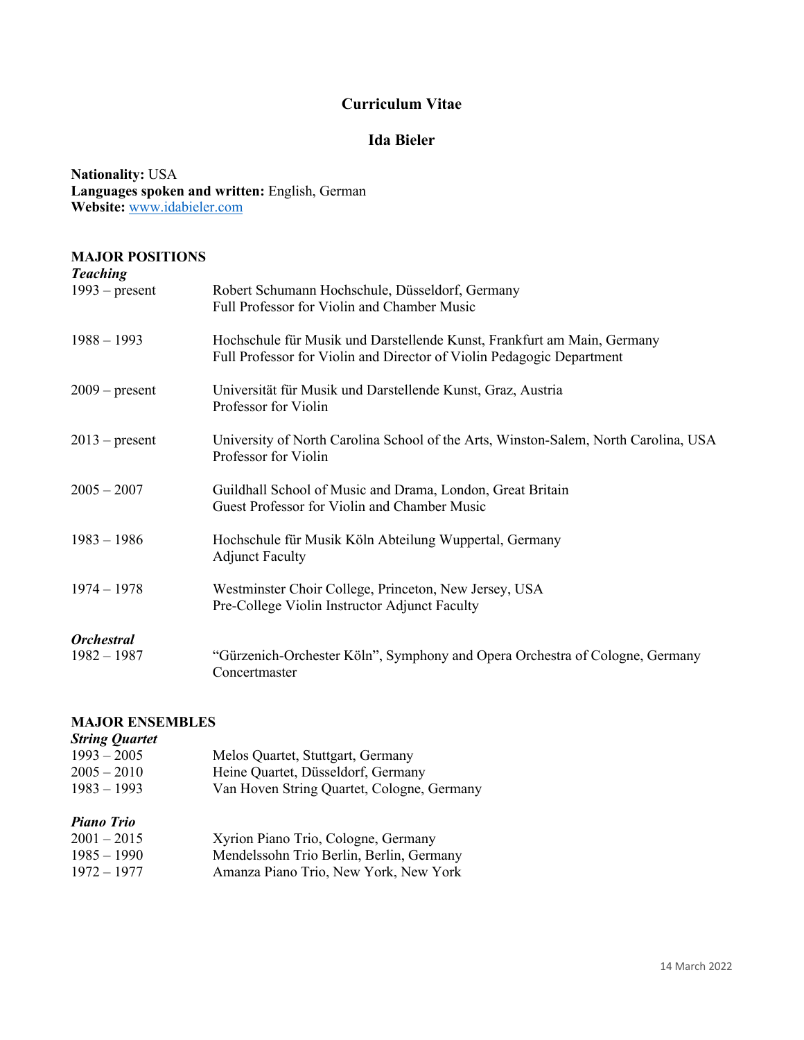# Curriculum Vitae

## Ida Bieler

**Nationality:** USA
**Languages spoken and written:** English, German
**Website:** [www.idabieler.com](http://www.idabieler.com)

### MAJOR POSITIONS

***Teaching***

| | |
|---|---|
| 1993 – present | Robert Schumann Hochschule, Düsseldorf, Germany<br>Full Professor for Violin and Chamber Music |
| 1988 – 1993 | Hochschule für Musik und Darstellende Kunst, Frankfurt am Main, Germany<br>Full Professor for Violin and Director of Violin Pedagogic Department |
| 2009 – present | Universität für Musik und Darstellende Kunst, Graz, Austria<br>Professor for Violin |
| 2013 – present | University of North Carolina School of the Arts, Winston-Salem, North Carolina, USA<br>Professor for Violin |
| 2005 – 2007 | Guildhall School of Music and Drama, London, Great Britain<br>Guest Professor for Violin and Chamber Music |
| 1983 – 1986 | Hochschule für Musik Köln Abteilung Wuppertal, Germany<br>Adjunct Faculty |
| 1974 – 1978 | Westminster Choir College, Princeton, New Jersey, USA<br>Pre-College Violin Instructor Adjunct Faculty |

***Orchestral***

| | |
|---|---|
| 1982 – 1987 | "Gürzenich-Orchester Köln", Symphony and Opera Orchestra of Cologne, Germany<br>Concertmaster |

### MAJOR ENSEMBLES

***String Quartet***

| | |
|---|---|
| 1993 – 2005 | Melos Quartet, Stuttgart, Germany |
| 2005 – 2010 | Heine Quartet, Düsseldorf, Germany |
| 1983 – 1993 | Van Hoven String Quartet, Cologne, Germany |

***Piano Trio***

| | |
|---|---|
| 2001 – 2015 | Xyrion Piano Trio, Cologne, Germany |
| 1985 – 1990 | Mendelssohn Trio Berlin, Berlin, Germany |
| 1972 – 1977 | Amanza Piano Trio, New York, New York |

14 March 2022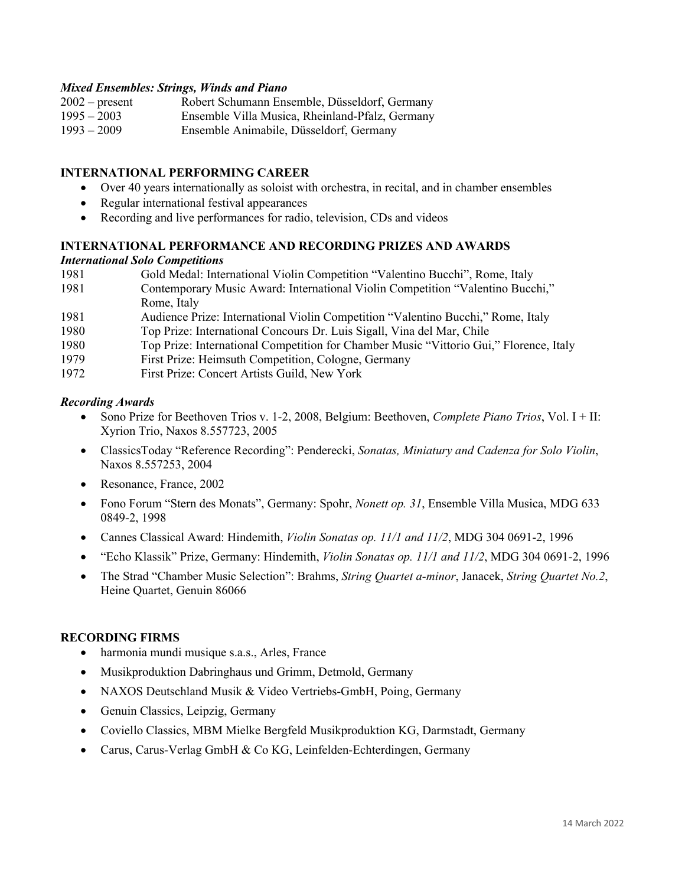***Mixed Ensembles: Strings, Winds and Piano***

| | |
|---|---|
| 2002 – present | Robert Schumann Ensemble, Düsseldorf, Germany |
| 1995 – 2003 | Ensemble Villa Musica, Rheinland-Pfalz, Germany |
| 1993 – 2009 | Ensemble Animabile, Düsseldorf, Germany |

## INTERNATIONAL PERFORMING CAREER

- Over 40 years internationally as soloist with orchestra, in recital, and in chamber ensembles
- Regular international festival appearances
- Recording and live performances for radio, television, CDs and videos

## INTERNATIONAL PERFORMANCE AND RECORDING PRIZES AND AWARDS

***International Solo Competitions***

| | |
|---|---|
| 1981 | Gold Medal: International Violin Competition "Valentino Bucchi", Rome, Italy |
| 1981 | Contemporary Music Award: International Violin Competition "Valentino Bucchi," Rome, Italy |
| 1981 | Audience Prize: International Violin Competition "Valentino Bucchi," Rome, Italy |
| 1980 | Top Prize: International Concours Dr. Luis Sigall, Vina del Mar, Chile |
| 1980 | Top Prize: International Competition for Chamber Music "Vittorio Gui," Florence, Italy |
| 1979 | First Prize: Heimsuth Competition, Cologne, Germany |
| 1972 | First Prize: Concert Artists Guild, New York |

***Recording Awards***

- Sono Prize for Beethoven Trios v. 1-2, 2008, Belgium: Beethoven, *Complete Piano Trios*, Vol. I + II: Xyrion Trio, Naxos 8.557723, 2005
- ClassicsToday "Reference Recording": Penderecki, *Sonatas, Miniatury and Cadenza for Solo Violin*, Naxos 8.557253, 2004
- Resonance, France, 2002
- Fono Forum "Stern des Monats", Germany: Spohr, *Nonett op. 31*, Ensemble Villa Musica, MDG 633 0849-2, 1998
- Cannes Classical Award: Hindemith, *Violin Sonatas op. 11/1 and 11/2*, MDG 304 0691-2, 1996
- "Echo Klassik" Prize, Germany: Hindemith, *Violin Sonatas op. 11/1 and 11/2*, MDG 304 0691-2, 1996
- The Strad "Chamber Music Selection": Brahms, *String Quartet a-minor*, Janacek, *String Quartet No.2*, Heine Quartet, Genuin 86066

## RECORDING FIRMS

- harmonia mundi musique s.a.s., Arles, France
- Musikproduktion Dabringhaus und Grimm, Detmold, Germany
- NAXOS Deutschland Musik & Video Vertriebs-GmbH, Poing, Germany
- Genuin Classics, Leipzig, Germany
- Coviello Classics, MBM Mielke Bergfeld Musikproduktion KG, Darmstadt, Germany
- Carus, Carus-Verlag GmbH & Co KG, Leinfelden-Echterdingen, Germany

14 March 2022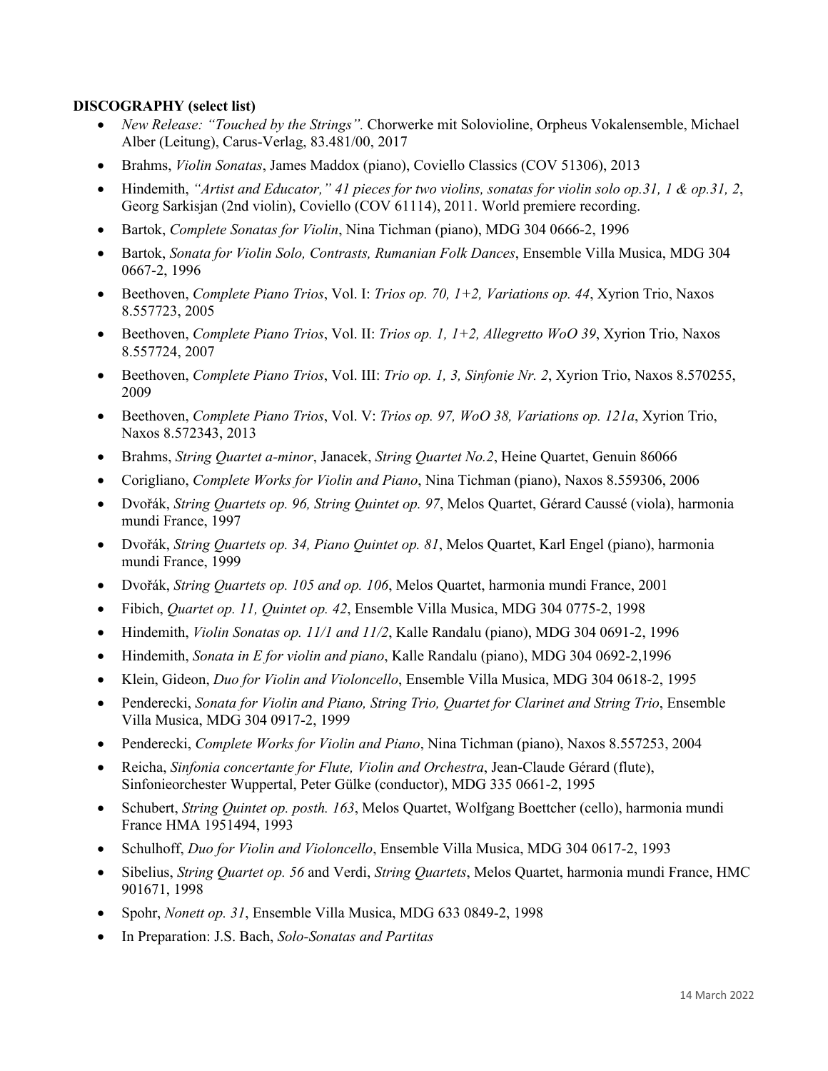**DISCOGRAPHY (select list)**

- *New Release: "Touched by the Strings".* Chorwerke mit Solovioline, Orpheus Vokalensemble, Michael Alber (Leitung), Carus-Verlag, 83.481/00, 2017
- Brahms, *Violin Sonatas*, James Maddox (piano), Coviello Classics (COV 51306), 2013
- Hindemith, *"Artist and Educator," 41 pieces for two violins, sonatas for violin solo op.31, 1 & op.31, 2*, Georg Sarkisjan (2nd violin), Coviello (COV 61114), 2011. World premiere recording.
- Bartok, *Complete Sonatas for Violin*, Nina Tichman (piano), MDG 304 0666-2, 1996
- Bartok, *Sonata for Violin Solo, Contrasts, Rumanian Folk Dances*, Ensemble Villa Musica, MDG 304 0667-2, 1996
- Beethoven, *Complete Piano Trios*, Vol. I: *Trios op. 70, 1+2, Variations op. 44*, Xyrion Trio, Naxos 8.557723, 2005
- Beethoven, *Complete Piano Trios*, Vol. II: *Trios op. 1, 1+2, Allegretto WoO 39*, Xyrion Trio, Naxos 8.557724, 2007
- Beethoven, *Complete Piano Trios*, Vol. III: *Trio op. 1, 3, Sinfonie Nr. 2*, Xyrion Trio, Naxos 8.570255, 2009
- Beethoven, *Complete Piano Trios*, Vol. V: *Trios op. 97, WoO 38, Variations op. 121a*, Xyrion Trio, Naxos 8.572343, 2013
- Brahms, *String Quartet a-minor*, Janacek, *String Quartet No.2*, Heine Quartet, Genuin 86066
- Corigliano, *Complete Works for Violin and Piano*, Nina Tichman (piano), Naxos 8.559306, 2006
- Dvořák, *String Quartets op. 96, String Quintet op. 97*, Melos Quartet, Gérard Caussé (viola), harmonia mundi France, 1997
- Dvořák, *String Quartets op. 34, Piano Quintet op. 81*, Melos Quartet, Karl Engel (piano), harmonia mundi France, 1999
- Dvořák, *String Quartets op. 105 and op. 106*, Melos Quartet, harmonia mundi France, 2001
- Fibich, *Quartet op. 11, Quintet op. 42*, Ensemble Villa Musica, MDG 304 0775-2, 1998
- Hindemith, *Violin Sonatas op. 11/1 and 11/2*, Kalle Randalu (piano), MDG 304 0691-2, 1996
- Hindemith, *Sonata in E for violin and piano*, Kalle Randalu (piano), MDG 304 0692-2,1996
- Klein, Gideon, *Duo for Violin and Violoncello*, Ensemble Villa Musica, MDG 304 0618-2, 1995
- Penderecki, *Sonata for Violin and Piano, String Trio, Quartet for Clarinet and String Trio*, Ensemble Villa Musica, MDG 304 0917-2, 1999
- Penderecki, *Complete Works for Violin and Piano*, Nina Tichman (piano), Naxos 8.557253, 2004
- Reicha, *Sinfonia concertante for Flute, Violin and Orchestra*, Jean-Claude Gérard (flute), Sinfonieorchester Wuppertal, Peter Gülke (conductor), MDG 335 0661-2, 1995
- Schubert, *String Quintet op. posth. 163*, Melos Quartet, Wolfgang Boettcher (cello), harmonia mundi France HMA 1951494, 1993
- Schulhoff, *Duo for Violin and Violoncello*, Ensemble Villa Musica, MDG 304 0617-2, 1993
- Sibelius, *String Quartet op. 56* and Verdi, *String Quartets*, Melos Quartet, harmonia mundi France, HMC 901671, 1998
- Spohr, *Nonett op. 31*, Ensemble Villa Musica, MDG 633 0849-2, 1998
- In Preparation: J.S. Bach, *Solo-Sonatas and Partitas*

14 March 2022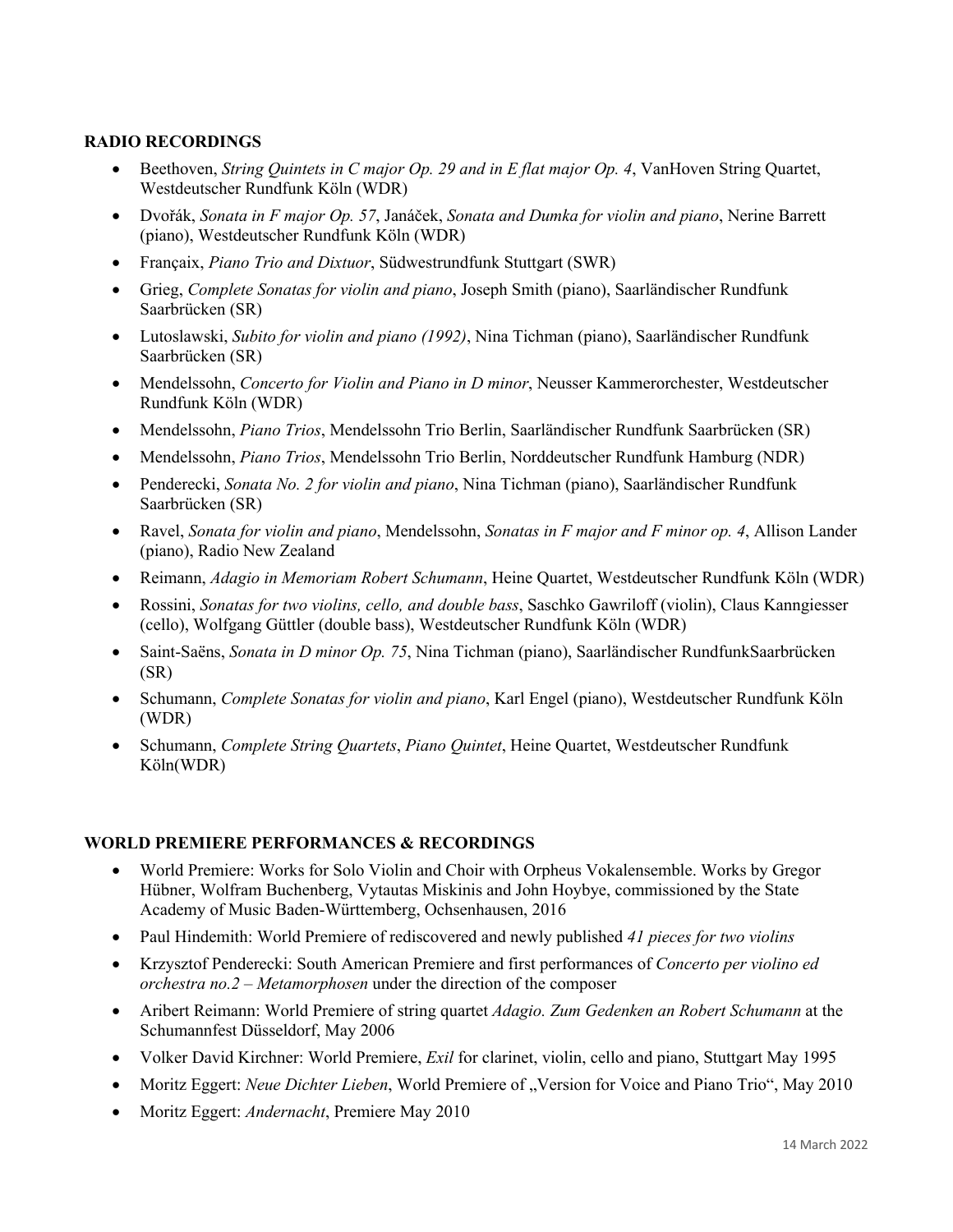**RADIO RECORDINGS**

- Beethoven, *String Quintets in C major Op. 29 and in E flat major Op. 4*, VanHoven String Quartet, Westdeutscher Rundfunk Köln (WDR)
- Dvořák, *Sonata in F major Op. 57*, Janáček, *Sonata and Dumka for violin and piano*, Nerine Barrett (piano), Westdeutscher Rundfunk Köln (WDR)
- Françaix, *Piano Trio and Dixtuor*, Südwestrundfunk Stuttgart (SWR)
- Grieg, *Complete Sonatas for violin and piano*, Joseph Smith (piano), Saarländischer Rundfunk Saarbrücken (SR)
- Lutoslawski, *Subito for violin and piano (1992)*, Nina Tichman (piano), Saarländischer Rundfunk Saarbrücken (SR)
- Mendelssohn, *Concerto for Violin and Piano in D minor*, Neusser Kammerorchester, Westdeutscher Rundfunk Köln (WDR)
- Mendelssohn, *Piano Trios*, Mendelssohn Trio Berlin, Saarländischer Rundfunk Saarbrücken (SR)
- Mendelssohn, *Piano Trios*, Mendelssohn Trio Berlin, Norddeutscher Rundfunk Hamburg (NDR)
- Penderecki, *Sonata No. 2 for violin and piano*, Nina Tichman (piano), Saarländischer Rundfunk Saarbrücken (SR)
- Ravel, *Sonata for violin and piano*, Mendelssohn, *Sonatas in F major and F minor op. 4*, Allison Lander (piano), Radio New Zealand
- Reimann, *Adagio in Memoriam Robert Schumann*, Heine Quartet, Westdeutscher Rundfunk Köln (WDR)
- Rossini, *Sonatas for two violins, cello, and double bass*, Saschko Gawriloff (violin), Claus Kanngiesser (cello), Wolfgang Güttler (double bass), Westdeutscher Rundfunk Köln (WDR)
- Saint-Saëns, *Sonata in D minor Op. 75*, Nina Tichman (piano), Saarländischer RundfunkSaarbrücken (SR)
- Schumann, *Complete Sonatas for violin and piano*, Karl Engel (piano), Westdeutscher Rundfunk Köln (WDR)
- Schumann, *Complete String Quartets*, *Piano Quintet*, Heine Quartet, Westdeutscher Rundfunk Köln(WDR)

**WORLD PREMIERE PERFORMANCES & RECORDINGS**

- World Premiere: Works for Solo Violin and Choir with Orpheus Vokalensemble. Works by Gregor Hübner, Wolfram Buchenberg, Vytautas Miskinis and John Hoybye, commissioned by the State Academy of Music Baden-Württemberg, Ochsenhausen, 2016
- Paul Hindemith: World Premiere of rediscovered and newly published *41 pieces for two violins*
- Krzysztof Penderecki: South American Premiere and first performances of *Concerto per violino ed orchestra no.2 – Metamorphosen* under the direction of the composer
- Aribert Reimann: World Premiere of string quartet *Adagio. Zum Gedenken an Robert Schumann* at the Schumannfest Düsseldorf, May 2006
- Volker David Kirchner: World Premiere, *Exil* for clarinet, violin, cello and piano, Stuttgart May 1995
- Moritz Eggert: *Neue Dichter Lieben*, World Premiere of „Version for Voice and Piano Trio", May 2010
- Moritz Eggert: *Andernacht*, Premiere May 2010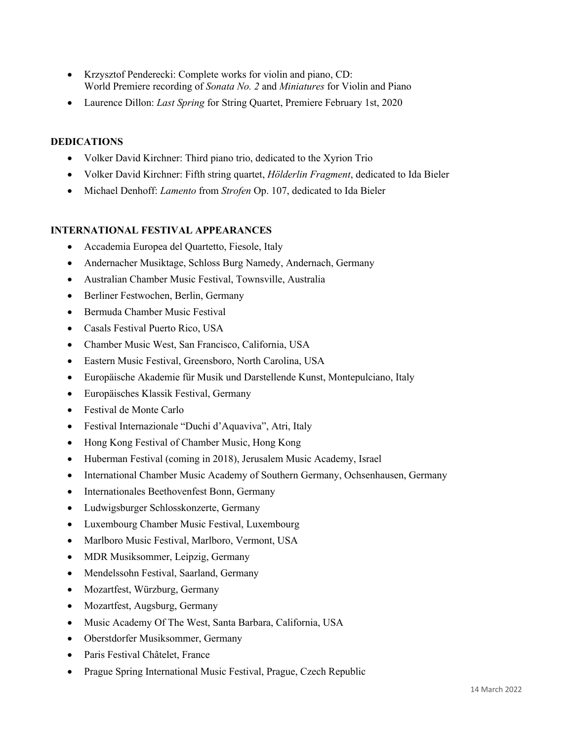- Krzysztof Penderecki: Complete works for violin and piano, CD:
  World Premiere recording of *Sonata No. 2* and *Miniatures* for Violin and Piano
- Laurence Dillon: *Last Spring* for String Quartet, Premiere February 1st, 2020

**DEDICATIONS**

- Volker David Kirchner: Third piano trio, dedicated to the Xyrion Trio
- Volker David Kirchner: Fifth string quartet, *Hölderlin Fragment*, dedicated to Ida Bieler
- Michael Denhoff: *Lamento* from *Strofen* Op. 107, dedicated to Ida Bieler

**INTERNATIONAL FESTIVAL APPEARANCES**

- Accademia Europea del Quartetto, Fiesole, Italy
- Andernacher Musiktage, Schloss Burg Namedy, Andernach, Germany
- Australian Chamber Music Festival, Townsville, Australia
- Berliner Festwochen, Berlin, Germany
- Bermuda Chamber Music Festival
- Casals Festival Puerto Rico, USA
- Chamber Music West, San Francisco, California, USA
- Eastern Music Festival, Greensboro, North Carolina, USA
- Europäische Akademie für Musik und Darstellende Kunst, Montepulciano, Italy
- Europäisches Klassik Festival, Germany
- Festival de Monte Carlo
- Festival Internazionale "Duchi d'Aquaviva", Atri, Italy
- Hong Kong Festival of Chamber Music, Hong Kong
- Huberman Festival (coming in 2018), Jerusalem Music Academy, Israel
- International Chamber Music Academy of Southern Germany, Ochsenhausen, Germany
- Internationales Beethovenfest Bonn, Germany
- Ludwigsburger Schlosskonzerte, Germany
- Luxembourg Chamber Music Festival, Luxembourg
- Marlboro Music Festival, Marlboro, Vermont, USA
- MDR Musiksommer, Leipzig, Germany
- Mendelssohn Festival, Saarland, Germany
- Mozartfest, Würzburg, Germany
- Mozartfest, Augsburg, Germany
- Music Academy Of The West, Santa Barbara, California, USA
- Oberstdorfer Musiksommer, Germany
- Paris Festival Châtelet, France
- Prague Spring International Music Festival, Prague, Czech Republic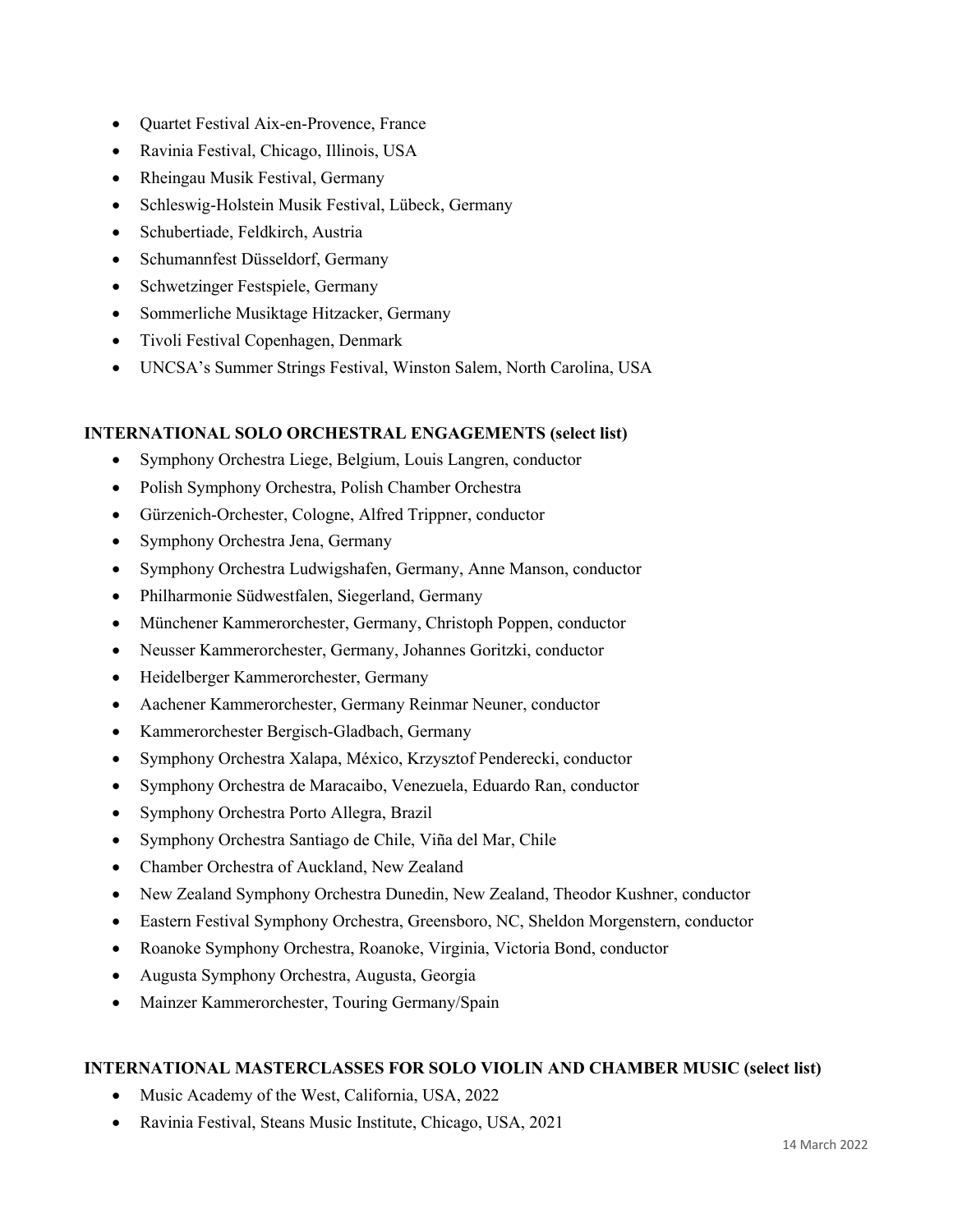- Quartet Festival Aix-en-Provence, France
- Ravinia Festival, Chicago, Illinois, USA
- Rheingau Musik Festival, Germany
- Schleswig-Holstein Musik Festival, Lübeck, Germany
- Schubertiade, Feldkirch, Austria
- Schumannfest Düsseldorf, Germany
- Schwetzinger Festspiele, Germany
- Sommerliche Musiktage Hitzacker, Germany
- Tivoli Festival Copenhagen, Denmark
- UNCSA's Summer Strings Festival, Winston Salem, North Carolina, USA

**INTERNATIONAL SOLO ORCHESTRAL ENGAGEMENTS (select list)**

- Symphony Orchestra Liege, Belgium, Louis Langren, conductor
- Polish Symphony Orchestra, Polish Chamber Orchestra
- Gürzenich-Orchester, Cologne, Alfred Trippner, conductor
- Symphony Orchestra Jena, Germany
- Symphony Orchestra Ludwigshafen, Germany, Anne Manson, conductor
- Philharmonie Südwestfalen, Siegerland, Germany
- Münchener Kammerorchester, Germany, Christoph Poppen, conductor
- Neusser Kammerorchester, Germany, Johannes Goritzki, conductor
- Heidelberger Kammerorchester, Germany
- Aachener Kammerorchester, Germany Reinmar Neuner, conductor
- Kammerorchester Bergisch-Gladbach, Germany
- Symphony Orchestra Xalapa, México, Krzysztof Penderecki, conductor
- Symphony Orchestra de Maracaibo, Venezuela, Eduardo Ran, conductor
- Symphony Orchestra Porto Allegra, Brazil
- Symphony Orchestra Santiago de Chile, Viña del Mar, Chile
- Chamber Orchestra of Auckland, New Zealand
- New Zealand Symphony Orchestra Dunedin, New Zealand, Theodor Kushner, conductor
- Eastern Festival Symphony Orchestra, Greensboro, NC, Sheldon Morgenstern, conductor
- Roanoke Symphony Orchestra, Roanoke, Virginia, Victoria Bond, conductor
- Augusta Symphony Orchestra, Augusta, Georgia
- Mainzer Kammerorchester, Touring Germany/Spain

**INTERNATIONAL MASTERCLASSES FOR SOLO VIOLIN AND CHAMBER MUSIC (select list)**

- Music Academy of the West, California, USA, 2022
- Ravinia Festival, Steans Music Institute, Chicago, USA, 2021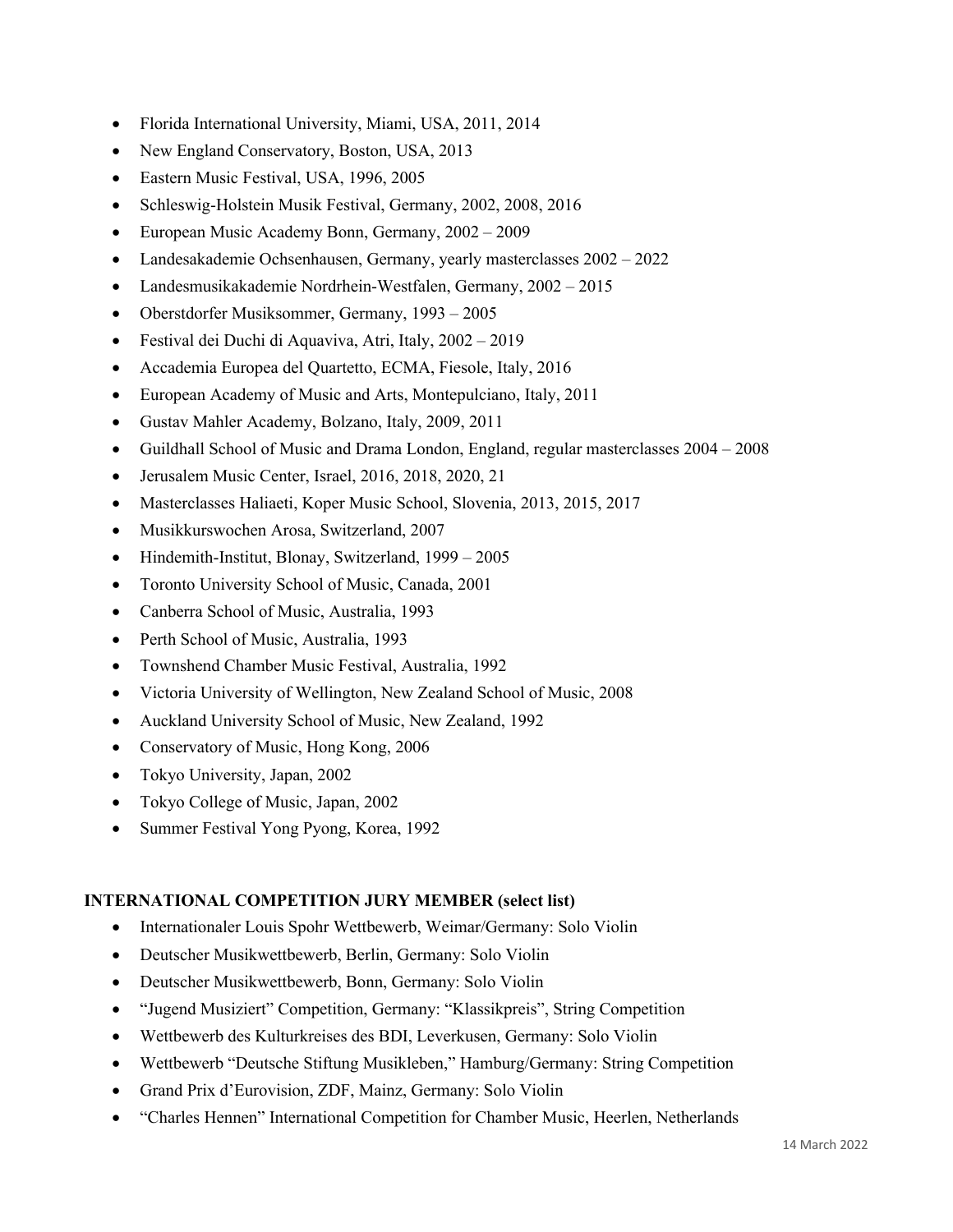- Florida International University, Miami, USA, 2011, 2014
- New England Conservatory, Boston, USA, 2013
- Eastern Music Festival, USA, 1996, 2005
- Schleswig-Holstein Musik Festival, Germany, 2002, 2008, 2016
- European Music Academy Bonn, Germany, 2002 – 2009
- Landesakademie Ochsenhausen, Germany, yearly masterclasses 2002 – 2022
- Landesmusikakademie Nordrhein-Westfalen, Germany, 2002 – 2015
- Oberstdorfer Musiksommer, Germany, 1993 – 2005
- Festival dei Duchi di Aquaviva, Atri, Italy, 2002 – 2019
- Accademia Europea del Quartetto, ECMA, Fiesole, Italy, 2016
- European Academy of Music and Arts, Montepulciano, Italy, 2011
- Gustav Mahler Academy, Bolzano, Italy, 2009, 2011
- Guildhall School of Music and Drama London, England, regular masterclasses 2004 – 2008
- Jerusalem Music Center, Israel, 2016, 2018, 2020, 21
- Masterclasses Haliaeti, Koper Music School, Slovenia, 2013, 2015, 2017
- Musikkurswochen Arosa, Switzerland, 2007
- Hindemith-Institut, Blonay, Switzerland, 1999 – 2005
- Toronto University School of Music, Canada, 2001
- Canberra School of Music, Australia, 1993
- Perth School of Music, Australia, 1993
- Townshend Chamber Music Festival, Australia, 1992
- Victoria University of Wellington, New Zealand School of Music, 2008
- Auckland University School of Music, New Zealand, 1992
- Conservatory of Music, Hong Kong, 2006
- Tokyo University, Japan, 2002
- Tokyo College of Music, Japan, 2002
- Summer Festival Yong Pyong, Korea, 1992

**INTERNATIONAL COMPETITION JURY MEMBER (select list)**

- Internationaler Louis Spohr Wettbewerb, Weimar/Germany: Solo Violin
- Deutscher Musikwettbewerb, Berlin, Germany: Solo Violin
- Deutscher Musikwettbewerb, Bonn, Germany: Solo Violin
- "Jugend Musiziert" Competition, Germany: "Klassikpreis", String Competition
- Wettbewerb des Kulturkreises des BDI, Leverkusen, Germany: Solo Violin
- Wettbewerb "Deutsche Stiftung Musikleben," Hamburg/Germany: String Competition
- Grand Prix d'Eurovision, ZDF, Mainz, Germany: Solo Violin
- "Charles Hennen" International Competition for Chamber Music, Heerlen, Netherlands

14 March 2022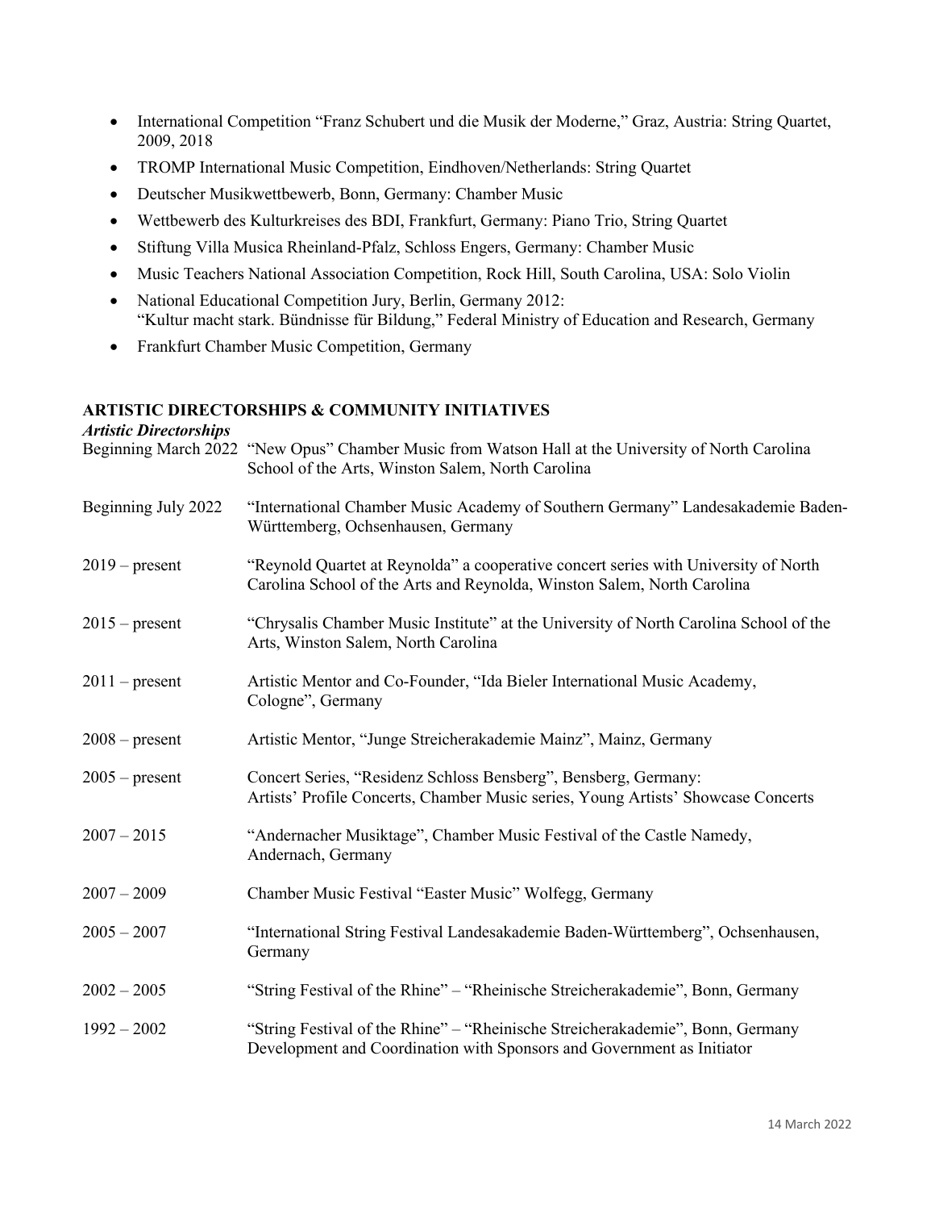- International Competition "Franz Schubert und die Musik der Moderne," Graz, Austria: String Quartet, 2009, 2018
- TROMP International Music Competition, Eindhoven/Netherlands: String Quartet
- Deutscher Musikwettbewerb, Bonn, Germany: Chamber Music
- Wettbewerb des Kulturkreises des BDI, Frankfurt, Germany: Piano Trio, String Quartet
- Stiftung Villa Musica Rheinland-Pfalz, Schloss Engers, Germany: Chamber Music
- Music Teachers National Association Competition, Rock Hill, South Carolina, USA: Solo Violin
- National Educational Competition Jury, Berlin, Germany 2012:
  "Kultur macht stark. Bündnisse für Bildung," Federal Ministry of Education and Research, Germany
- Frankfurt Chamber Music Competition, Germany

## ARTISTIC DIRECTORSHIPS & COMMUNITY INITIATIVES

### *Artistic Directorships*

| | |
|---|---|
| Beginning March 2022 | "New Opus" Chamber Music from Watson Hall at the University of North Carolina School of the Arts, Winston Salem, North Carolina |
| Beginning July 2022 | "International Chamber Music Academy of Southern Germany" Landesakademie Baden-Württemberg, Ochsenhausen, Germany |
| 2019 – present | "Reynold Quartet at Reynolda" a cooperative concert series with University of North Carolina School of the Arts and Reynolda, Winston Salem, North Carolina |
| 2015 – present | "Chrysalis Chamber Music Institute" at the University of North Carolina School of the Arts, Winston Salem, North Carolina |
| 2011 – present | Artistic Mentor and Co-Founder, "Ida Bieler International Music Academy, Cologne", Germany |
| 2008 – present | Artistic Mentor, "Junge Streicherakademie Mainz", Mainz, Germany |
| 2005 – present | Concert Series, "Residenz Schloss Bensberg", Bensberg, Germany: Artists' Profile Concerts, Chamber Music series, Young Artists' Showcase Concerts |
| 2007 – 2015 | "Andernacher Musiktage", Chamber Music Festival of the Castle Namedy, Andernach, Germany |
| 2007 – 2009 | Chamber Music Festival "Easter Music" Wolfegg, Germany |
| 2005 – 2007 | "International String Festival Landesakademie Baden-Württemberg", Ochsenhausen, Germany |
| 2002 – 2005 | "String Festival of the Rhine" – "Rheinische Streicherakademie", Bonn, Germany |
| 1992 – 2002 | "String Festival of the Rhine" – "Rheinische Streicherakademie", Bonn, Germany Development and Coordination with Sponsors and Government as Initiator |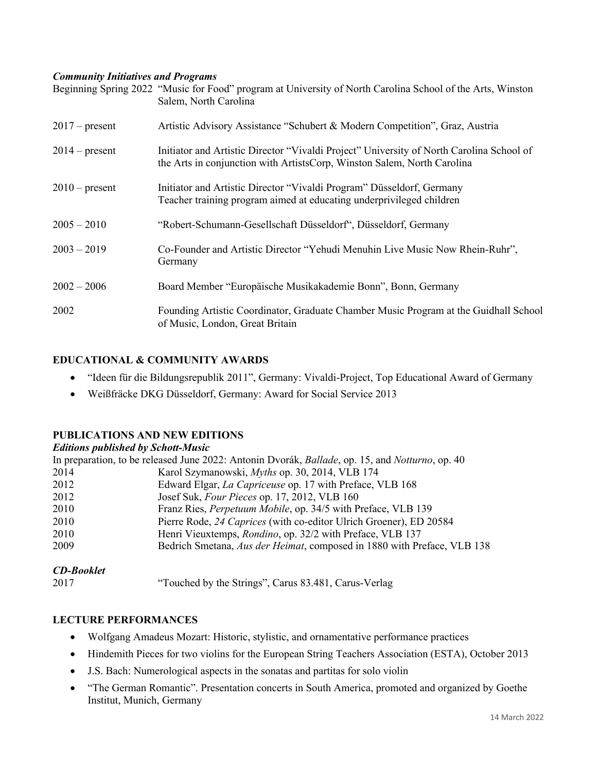***Community Initiatives and Programs***

| | |
|---|---|
| Beginning Spring 2022 | "Music for Food" program at University of North Carolina School of the Arts, Winston Salem, North Carolina |
| 2017 – present | Artistic Advisory Assistance "Schubert & Modern Competition", Graz, Austria |
| 2014 – present | Initiator and Artistic Director "Vivaldi Project" University of North Carolina School of the Arts in conjunction with ArtistsCorp, Winston Salem, North Carolina |
| 2010 – present | Initiator and Artistic Director "Vivaldi Program" Düsseldorf, Germany<br>Teacher training program aimed at educating underprivileged children |
| 2005 – 2010 | "Robert-Schumann-Gesellschaft Düsseldorf", Düsseldorf, Germany |
| 2003 – 2019 | Co-Founder and Artistic Director "Yehudi Menuhin Live Music Now Rhein-Ruhr", Germany |
| 2002 – 2006 | Board Member "Europäische Musikakademie Bonn", Bonn, Germany |
| 2002 | Founding Artistic Coordinator, Graduate Chamber Music Program at the Guidhall School of Music, London, Great Britain |

**EDUCATIONAL & COMMUNITY AWARDS**

- "Ideen für die Bildungsrepublik 2011", Germany: Vivaldi-Project, Top Educational Award of Germany
- Weißfräcke DKG Düsseldorf, Germany: Award for Social Service 2013

**PUBLICATIONS AND NEW EDITIONS**

***Editions published by Schott-Music***

In preparation, to be released June 2022: Antonin Dvorák, *Ballade*, op. 15, and *Notturno*, op. 40

| | |
|---|---|
| 2014 | Karol Szymanowski, *Myths* op. 30, 2014, VLB 174 |
| 2012 | Edward Elgar, *La Capriceuse* op. 17 with Preface, VLB 168 |
| 2012 | Josef Suk, *Four Pieces* op. 17, 2012, VLB 160 |
| 2010 | Franz Ries, *Perpetuum Mobile*, op. 34/5 with Preface, VLB 139 |
| 2010 | Pierre Rode, *24 Caprices* (with co-editor Ulrich Groener), ED 20584 |
| 2010 | Henri Vieuxtemps, *Rondino*, op. 32/2 with Preface, VLB 137 |
| 2009 | Bedrich Smetana, *Aus der Heimat*, composed in 1880 with Preface, VLB 138 |

***CD-Booklet***

| | |
|---|---|
| 2017 | "Touched by the Strings", Carus 83.481, Carus-Verlag |

**LECTURE PERFORMANCES**

- Wolfgang Amadeus Mozart: Historic, stylistic, and ornamentative performance practices
- Hindemith Pieces for two violins for the European String Teachers Association (ESTA), October 2013
- J.S. Bach: Numerological aspects in the sonatas and partitas for solo violin
- "The German Romantic". Presentation concerts in South America, promoted and organized by Goethe Institut, Munich, Germany

14 March 2022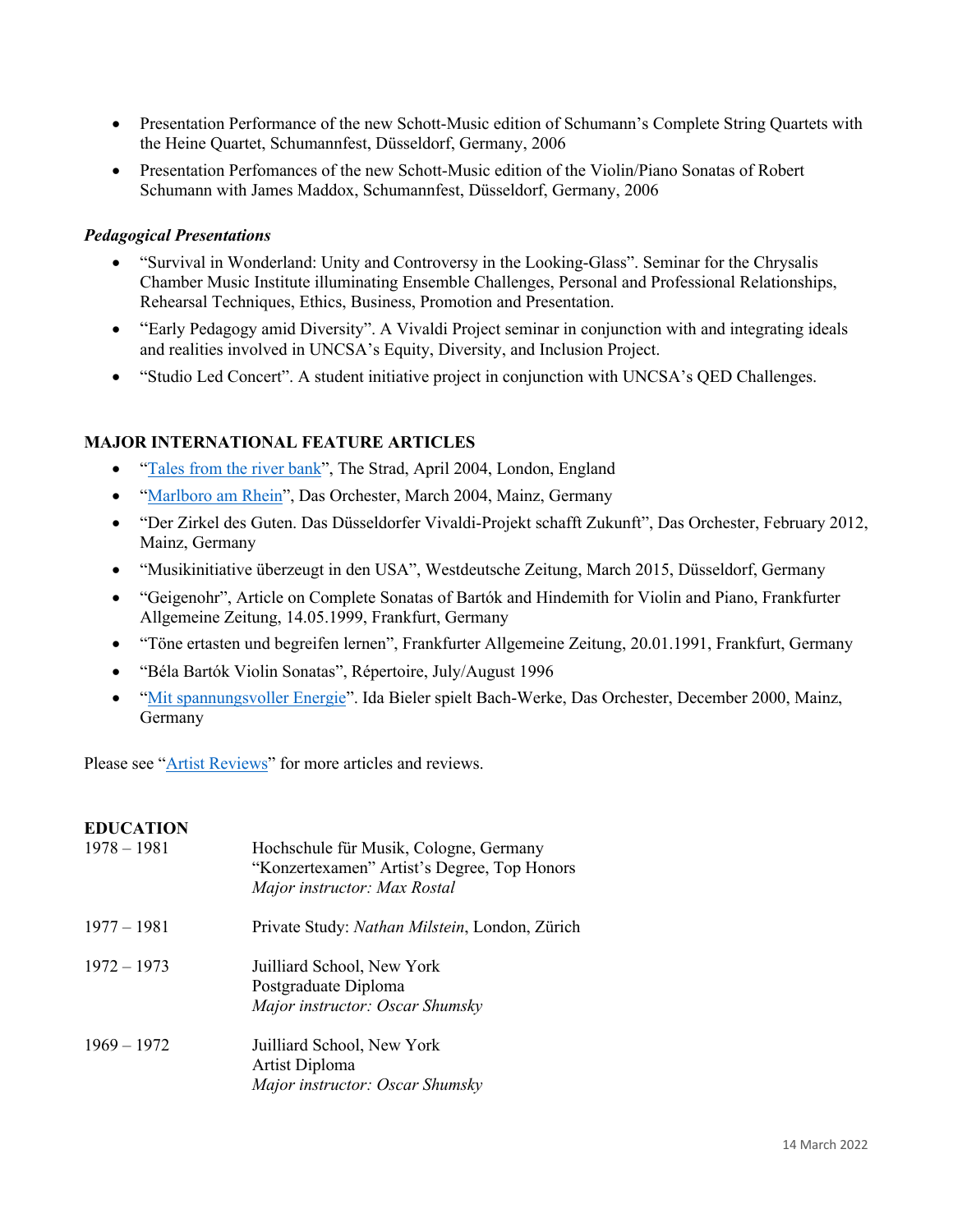- Presentation Performance of the new Schott-Music edition of Schumann's Complete String Quartets with the Heine Quartet, Schumannfest, Düsseldorf, Germany, 2006
- Presentation Perfomances of the new Schott-Music edition of the Violin/Piano Sonatas of Robert Schumann with James Maddox, Schumannfest, Düsseldorf, Germany, 2006

***Pedagogical Presentations***

- "Survival in Wonderland: Unity and Controversy in the Looking-Glass". Seminar for the Chrysalis Chamber Music Institute illuminating Ensemble Challenges, Personal and Professional Relationships, Rehearsal Techniques, Ethics, Business, Promotion and Presentation.
- "Early Pedagogy amid Diversity". A Vivaldi Project seminar in conjunction with and integrating ideals and realities involved in UNCSA's Equity, Diversity, and Inclusion Project.
- "Studio Led Concert". A student initiative project in conjunction with UNCSA's QED Challenges.

## MAJOR INTERNATIONAL FEATURE ARTICLES

- "Tales from the river bank", The Strad, April 2004, London, England
- "Marlboro am Rhein", Das Orchester, March 2004, Mainz, Germany
- "Der Zirkel des Guten. Das Düsseldorfer Vivaldi-Projekt schafft Zukunft", Das Orchester, February 2012, Mainz, Germany
- "Musikinitiative überzeugt in den USA", Westdeutsche Zeitung, March 2015, Düsseldorf, Germany
- "Geigenohr", Article on Complete Sonatas of Bartók and Hindemith for Violin and Piano, Frankfurter Allgemeine Zeitung, 14.05.1999, Frankfurt, Germany
- "Töne ertasten und begreifen lernen", Frankfurter Allgemeine Zeitung, 20.01.1991, Frankfurt, Germany
- "Béla Bartók Violin Sonatas", Répertoire, July/August 1996
- "Mit spannungsvoller Energie". Ida Bieler spielt Bach-Werke, Das Orchester, December 2000, Mainz, Germany

Please see "Artist Reviews" for more articles and reviews.

## EDUCATION

| | |
|---|---|
| 1978 – 1981 | Hochschule für Musik, Cologne, Germany<br>"Konzertexamen" Artist's Degree, Top Honors<br>*Major instructor: Max Rostal* |
| 1977 – 1981 | Private Study: *Nathan Milstein*, London, Zürich |
| 1972 – 1973 | Juilliard School, New York<br>Postgraduate Diploma<br>*Major instructor: Oscar Shumsky* |
| 1969 – 1972 | Juilliard School, New York<br>Artist Diploma<br>*Major instructor: Oscar Shumsky* |

14 March 2022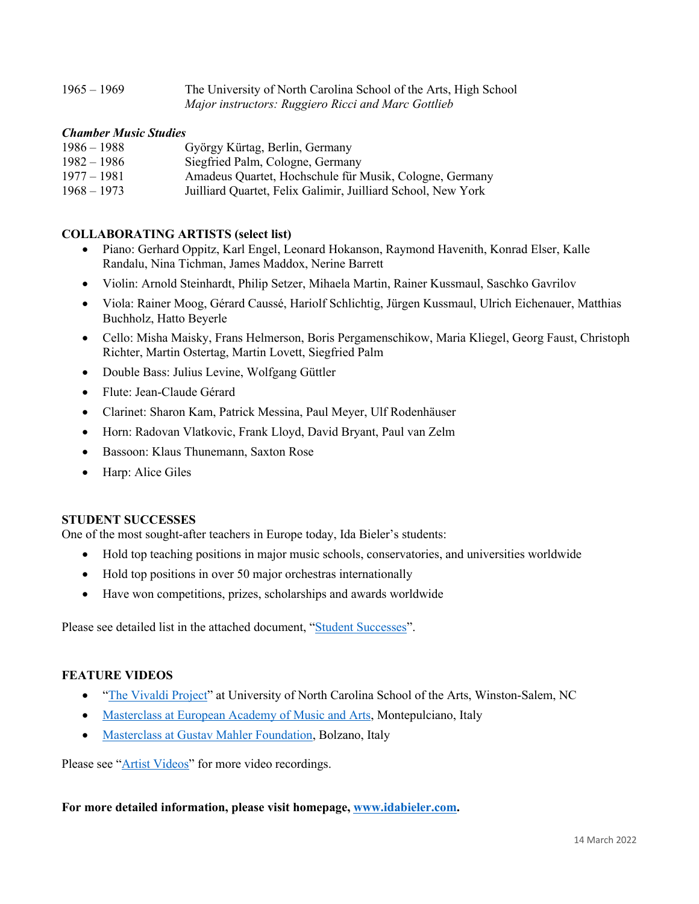1965 – 1969 The University of North Carolina School of the Arts, High School
*Major instructors: Ruggiero Ricci and Marc Gottlieb*

***Chamber Music Studies***

1986 – 1988 György Kürtag, Berlin, Germany
1982 – 1986 Siegfried Palm, Cologne, Germany
1977 – 1981 Amadeus Quartet, Hochschule für Musik, Cologne, Germany
1968 – 1973 Juilliard Quartet, Felix Galimir, Juilliard School, New York

**COLLABORATING ARTISTS (select list)**

- Piano: Gerhard Oppitz, Karl Engel, Leonard Hokanson, Raymond Havenith, Konrad Elser, Kalle Randalu, Nina Tichman, James Maddox, Nerine Barrett
- Violin: Arnold Steinhardt, Philip Setzer, Mihaela Martin, Rainer Kussmaul, Saschko Gavrilov
- Viola: Rainer Moog, Gérard Caussé, Hariolf Schlichtig, Jürgen Kussmaul, Ulrich Eichenauer, Matthias Buchholz, Hatto Beyerle
- Cello: Misha Maisky, Frans Helmerson, Boris Pergamenschikow, Maria Kliegel, Georg Faust, Christoph Richter, Martin Ostertag, Martin Lovett, Siegfried Palm
- Double Bass: Julius Levine, Wolfgang Güttler
- Flute: Jean-Claude Gérard
- Clarinet: Sharon Kam, Patrick Messina, Paul Meyer, Ulf Rodenhäuser
- Horn: Radovan Vlatkovic, Frank Lloyd, David Bryant, Paul van Zelm
- Bassoon: Klaus Thunemann, Saxton Rose
- Harp: Alice Giles

**STUDENT SUCCESSES**

One of the most sought-after teachers in Europe today, Ida Bieler's students:

- Hold top teaching positions in major music schools, conservatories, and universities worldwide
- Hold top positions in over 50 major orchestras internationally
- Have won competitions, prizes, scholarships and awards worldwide

Please see detailed list in the attached document, "Student Successes".

**FEATURE VIDEOS**

- "The Vivaldi Project" at University of North Carolina School of the Arts, Winston-Salem, NC
- Masterclass at European Academy of Music and Arts, Montepulciano, Italy
- Masterclass at Gustav Mahler Foundation, Bolzano, Italy

Please see "Artist Videos" for more video recordings.

**For more detailed information, please visit homepage, www.idabieler.com.**

14 March 2022